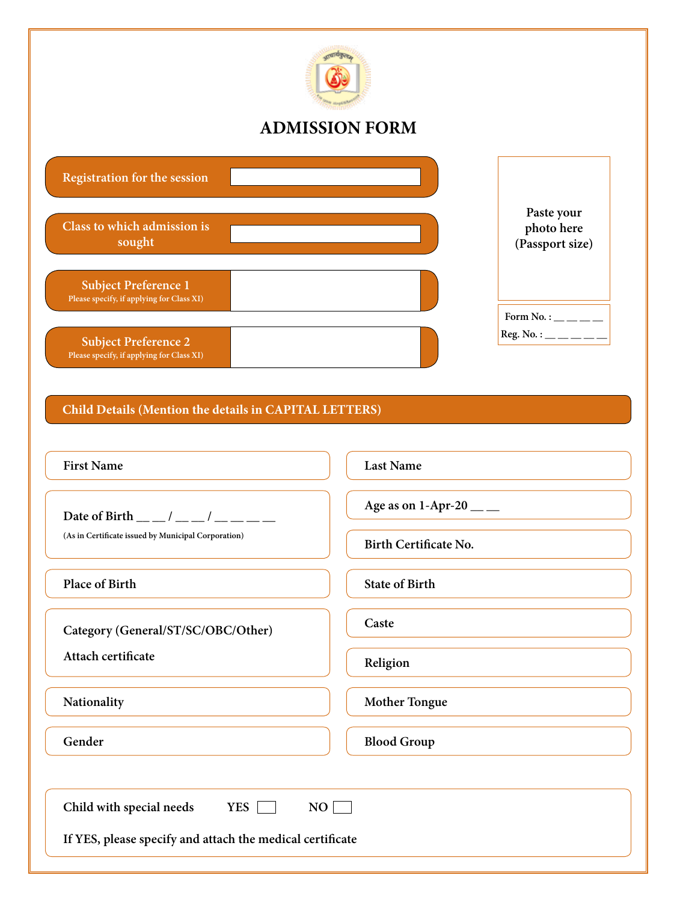# ADMISSION FORM

Registration for the session

Class to which admission is sought

Subject Preference 1
Please specify, if applying for Class XI)

Subject Preference 2
Please specify, if applying for Class XI)

Paste your photo here (Passport size)

Form No. : __ __ __ __
Reg. No. : __ __ __ __ __

## Child Details (Mention the details in CAPITAL LETTERS)

First Name

Last Name

Date of Birth __ __ / __ __ / __ __ __ __
(As in Certificate issued by Municipal Corporation)

Age as on 1-Apr-20 __ __

Birth Certificate No.

Place of Birth

State of Birth

Category (General/ST/SC/OBC/Other)
Attach certificate

Caste

Religion

Nationality

Mother Tongue

Gender

Blood Group

Child with special needs YES ☐ NO ☐

If YES, please specify and attach the medical certificate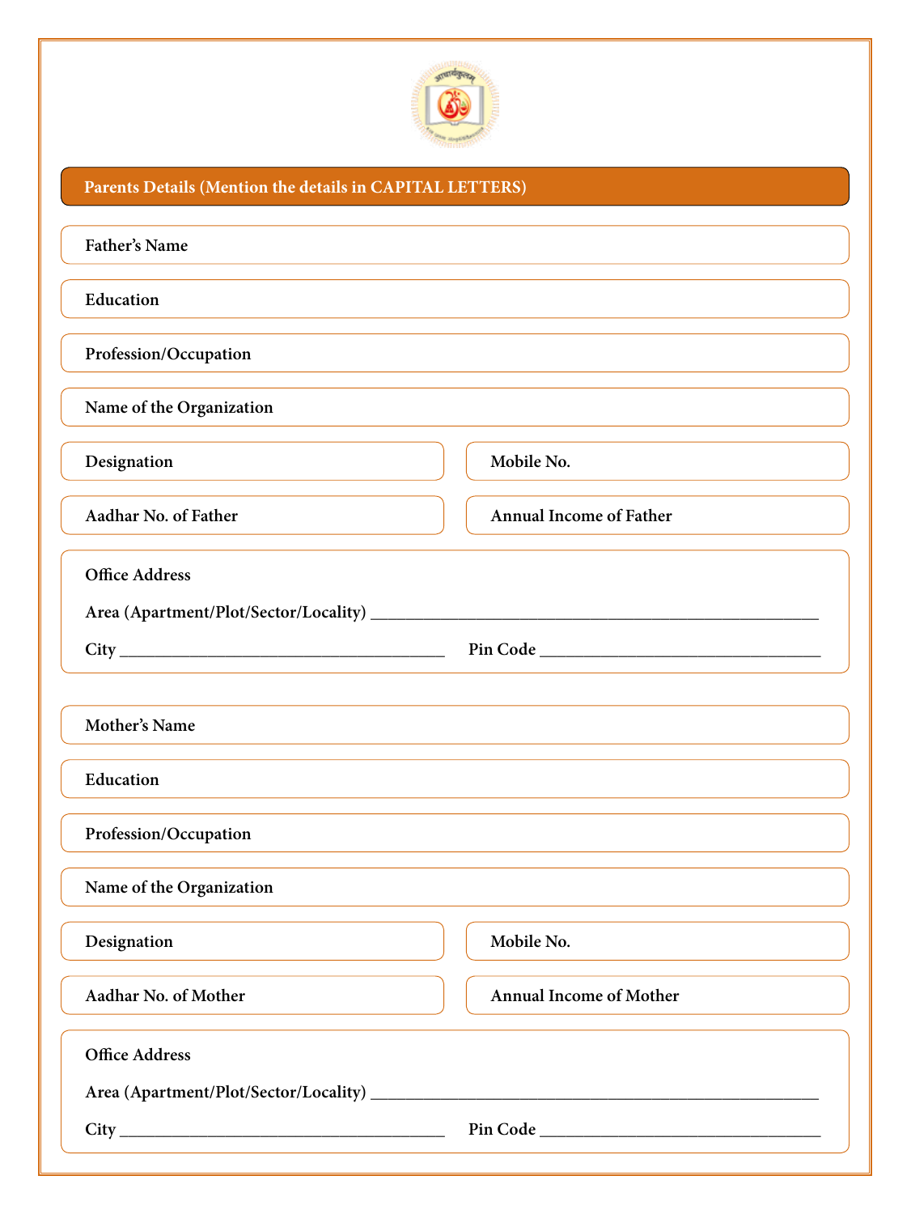## Parents Details (Mention the details in CAPITAL LETTERS)

Father's Name

Education

Profession/Occupation

Name of the Organization

Designation

Mobile No.

Aadhar No. of Father

Annual Income of Father

Office Address

Area (Apartment/Plot/Sector/Locality) ___________________________________________

City ___________________________________ Pin Code ______________________________

Mother's Name

Education

Profession/Occupation

Name of the Organization

Designation

Mobile No.

Aadhar No. of Mother

Annual Income of Mother

Office Address

Area (Apartment/Plot/Sector/Locality) ___________________________________________

City ___________________________________ Pin Code ______________________________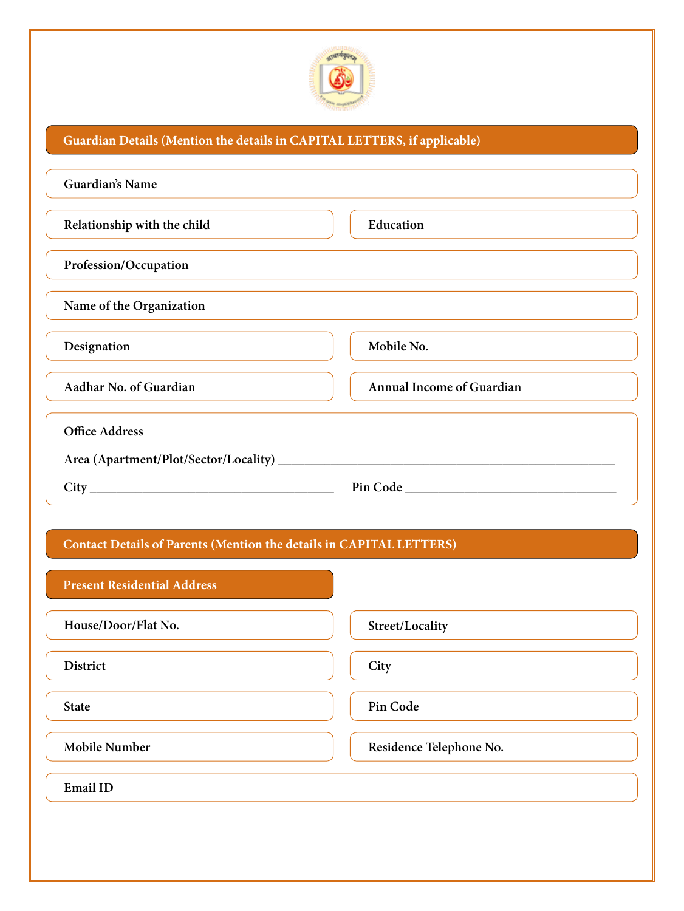## Guardian Details (Mention the details in CAPITAL LETTERS, if applicable)

Guardian's Name

Relationship with the child

Education

Profession/Occupation

Name of the Organization

Designation

Mobile No.

Aadhar No. of Guardian

Annual Income of Guardian

Office Address

Area (Apartment/Plot/Sector/Locality) ____________________________________________

City ____________________________ Pin Code ____________________________

## Contact Details of Parents (Mention the details in CAPITAL LETTERS)

### Present Residential Address

House/Door/Flat No.

Street/Locality

District

City

State

Pin Code

Mobile Number

Residence Telephone No.

Email ID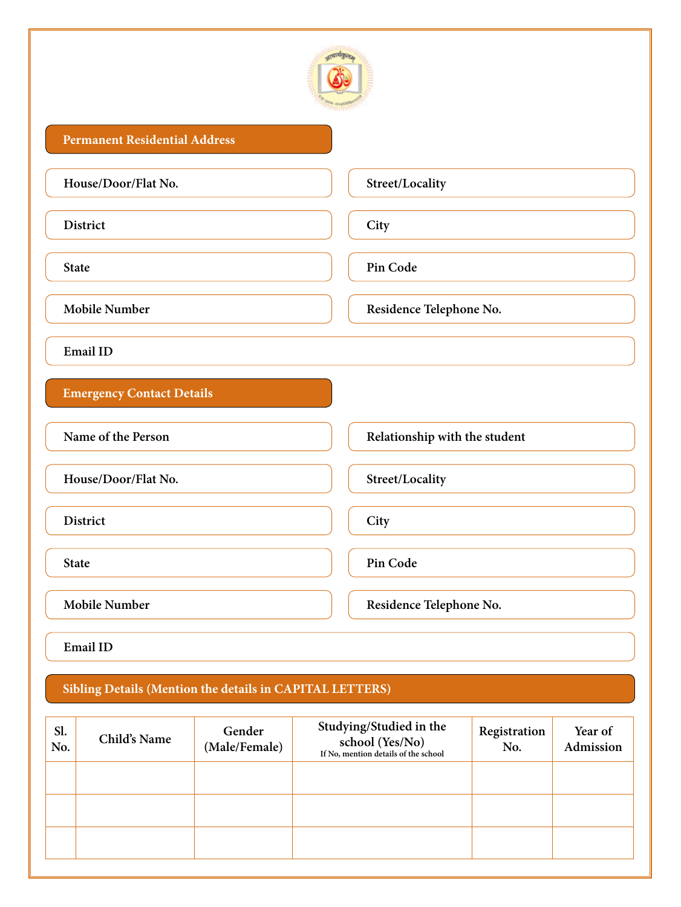## Permanent Residential Address

House/Door/Flat No.

Street/Locality

District

City

State

Pin Code

Mobile Number

Residence Telephone No.

Email ID

## Emergency Contact Details

Name of the Person

Relationship with the student

House/Door/Flat No.

Street/Locality

District

City

State

Pin Code

Mobile Number

Residence Telephone No.

Email ID

## Sibling Details (Mention the details in CAPITAL LETTERS)

| Sl. No. | Child's Name | Gender (Male/Female) | Studying/Studied in the school (Yes/No) If No, mention details of the school | Registration No. | Year of Admission |
|---|---|---|---|---|---|
| | | | | | |
| | | | | | |
| | | | | | |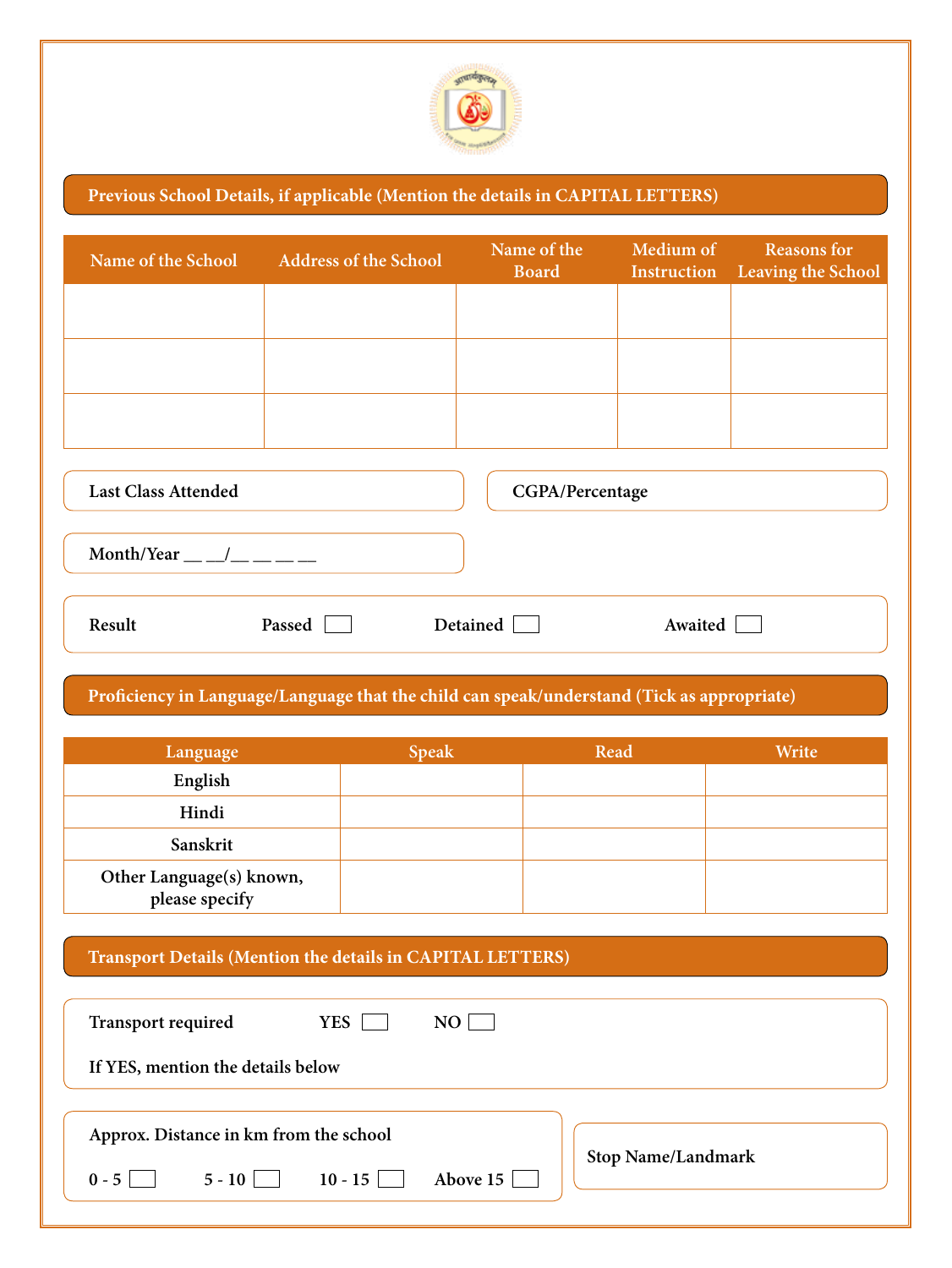## Previous School Details, if applicable (Mention the details in CAPITAL LETTERS)

| Name of the School | Address of the School | Name of the Board | Medium of Instruction | Reasons for Leaving the School |
|---|---|---|---|---|
| | | | | |
| | | | | |
| | | | | |

Last Class Attended

CGPA/Percentage

Month/Year __ __/__ __ __ __

Result Passed ☐ Detained ☐ Awaited ☐

## Proficiency in Language/Language that the child can speak/understand (Tick as appropriate)

| Language | Speak | Read | Write |
|---|---|---|---|
| English | | | |
| Hindi | | | |
| Sanskrit | | | |
| Other Language(s) known, please specify | | | |

## Transport Details (Mention the details in CAPITAL LETTERS)

Transport required YES ☐ NO ☐

If YES, mention the details below

Approx. Distance in km from the school

0 - 5 ☐ 5 - 10 ☐ 10 - 15 ☐ Above 15 ☐

Stop Name/Landmark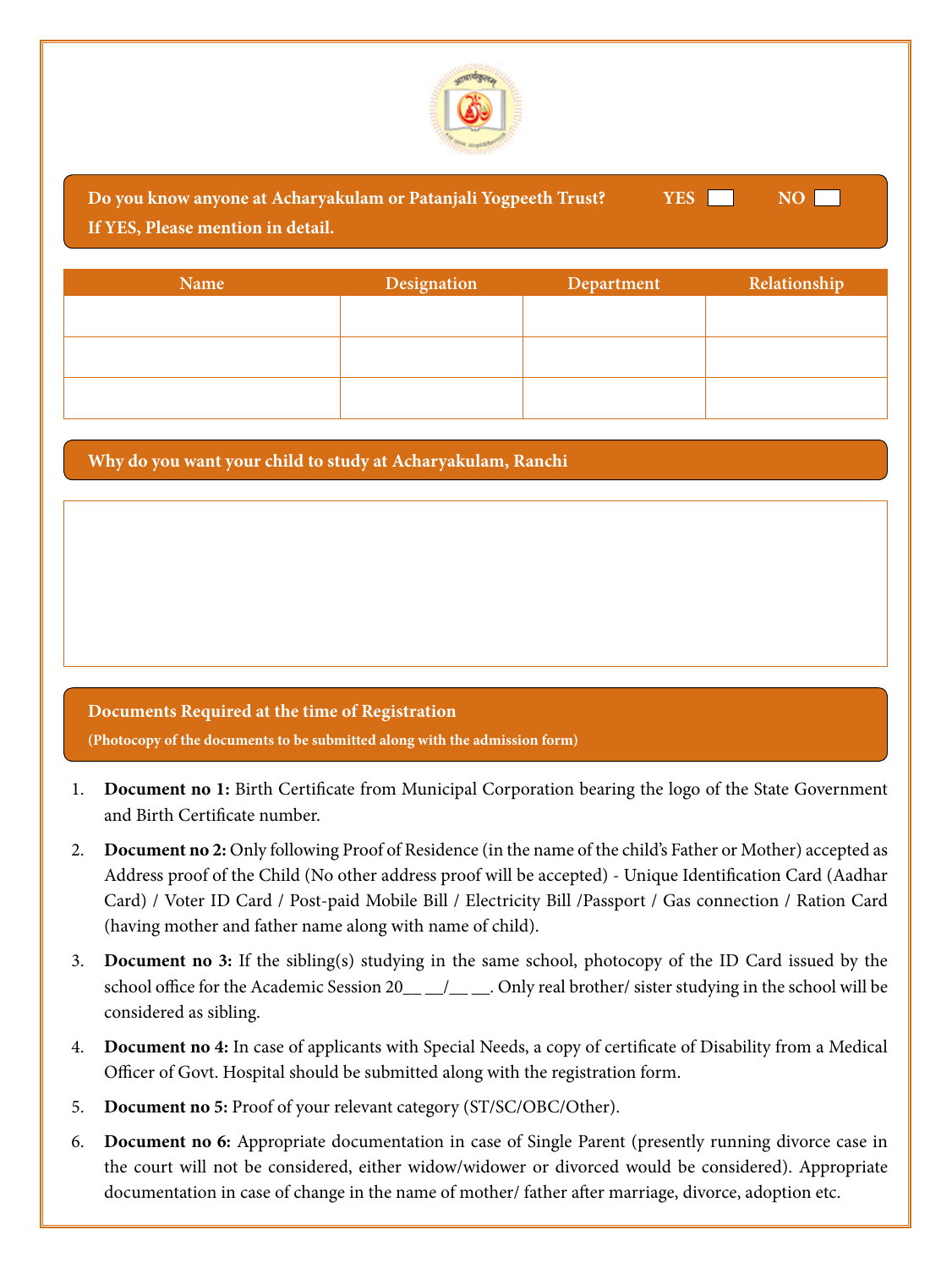**Do you know anyone at Acharyakulam or Patanjali Yogpeeth Trust?** YES ☐ NO ☐
**If YES, Please mention in detail.**

| Name | Designation | Department | Relationship |
|---|---|---|---|
| | | | |
| | | | |
| | | | |

**Why do you want your child to study at Acharyakulam, Ranchi**

&nbsp;

**Documents Required at the time of Registration**
**(Photocopy of the documents to be submitted along with the admission form)**

1. **Document no 1:** Birth Certificate from Municipal Corporation bearing the logo of the State Government and Birth Certificate number.
2. **Document no 2:** Only following Proof of Residence (in the name of the child's Father or Mother) accepted as Address proof of the Child (No other address proof will be accepted) - Unique Identification Card (Aadhar Card) / Voter ID Card / Post-paid Mobile Bill / Electricity Bill /Passport / Gas connection / Ration Card (having mother and father name along with name of child).
3. **Document no 3:** If the sibling(s) studying in the same school, photocopy of the ID Card issued by the school office for the Academic Session 20__ __/__ __. Only real brother/ sister studying in the school will be considered as sibling.
4. **Document no 4:** In case of applicants with Special Needs, a copy of certificate of Disability from a Medical Officer of Govt. Hospital should be submitted along with the registration form.
5. **Document no 5:** Proof of your relevant category (ST/SC/OBC/Other).
6. **Document no 6:** Appropriate documentation in case of Single Parent (presently running divorce case in the court will not be considered, either widow/widower or divorced would be considered). Appropriate documentation in case of change in the name of mother/ father after marriage, divorce, adoption etc.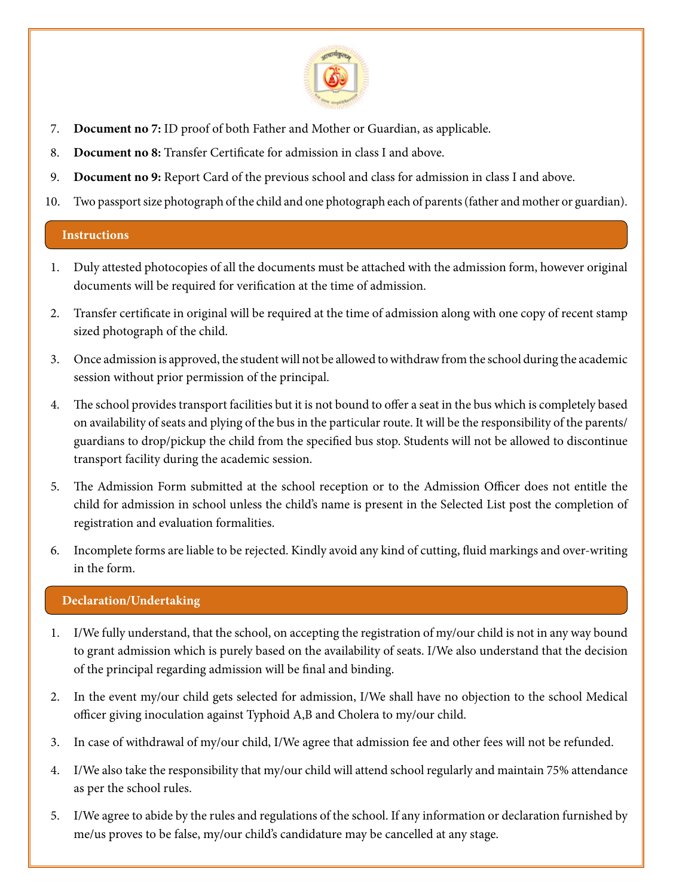7. **Document no 7:** ID proof of both Father and Mother or Guardian, as applicable.
8. **Document no 8:** Transfer Certificate for admission in class I and above.
9. **Document no 9:** Report Card of the previous school and class for admission in class I and above.
10. Two passport size photograph of the child and one photograph each of parents (father and mother or guardian).

## Instructions

1. Duly attested photocopies of all the documents must be attached with the admission form, however original documents will be required for verification at the time of admission.
2. Transfer certificate in original will be required at the time of admission along with one copy of recent stamp sized photograph of the child.
3. Once admission is approved, the student will not be allowed to withdraw from the school during the academic session without prior permission of the principal.
4. The school provides transport facilities but it is not bound to offer a seat in the bus which is completely based on availability of seats and plying of the bus in the particular route. It will be the responsibility of the parents/ guardians to drop/pickup the child from the specified bus stop. Students will not be allowed to discontinue transport facility during the academic session.
5. The Admission Form submitted at the school reception or to the Admission Officer does not entitle the child for admission in school unless the child's name is present in the Selected List post the completion of registration and evaluation formalities.
6. Incomplete forms are liable to be rejected. Kindly avoid any kind of cutting, fluid markings and over-writing in the form.

## Declaration/Undertaking

1. I/We fully understand, that the school, on accepting the registration of my/our child is not in any way bound to grant admission which is purely based on the availability of seats. I/We also understand that the decision of the principal regarding admission will be final and binding.
2. In the event my/our child gets selected for admission, I/We shall have no objection to the school Medical officer giving inoculation against Typhoid A,B and Cholera to my/our child.
3. In case of withdrawal of my/our child, I/We agree that admission fee and other fees will not be refunded.
4. I/We also take the responsibility that my/our child will attend school regularly and maintain 75% attendance as per the school rules.
5. I/We agree to abide by the rules and regulations of the school. If any information or declaration furnished by me/us proves to be false, my/our child's candidature may be cancelled at any stage.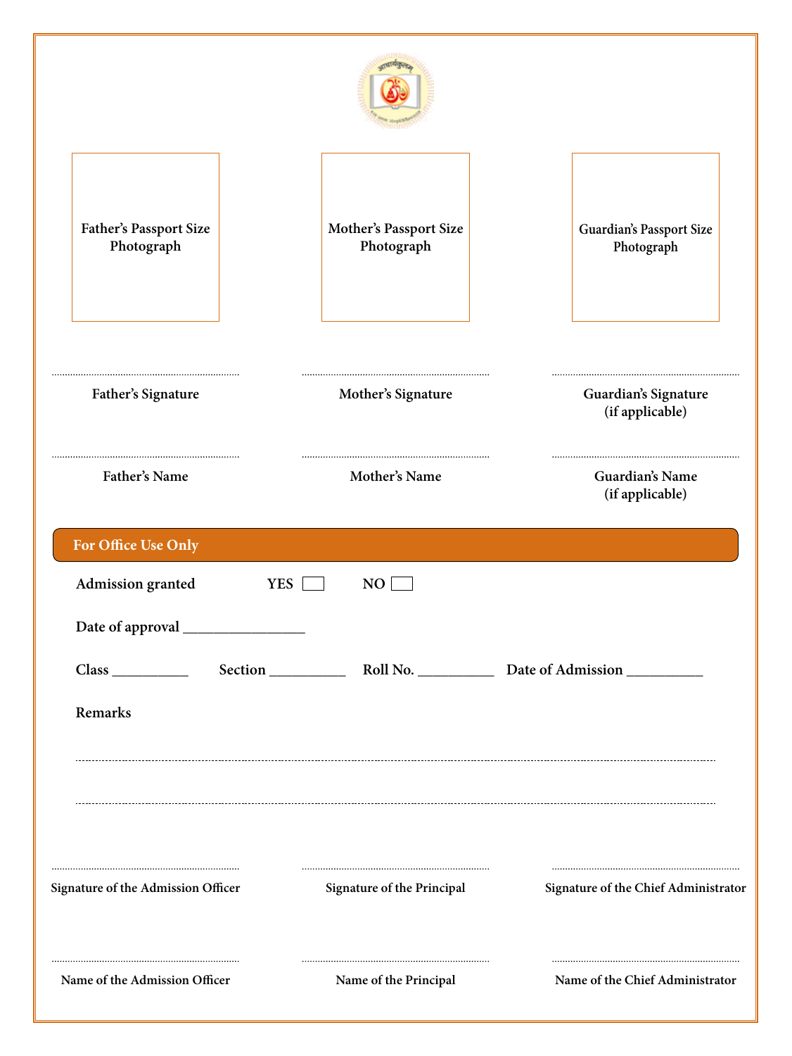Father's Passport Size Photograph

Mother's Passport Size Photograph

Guardian's Passport Size Photograph

.................................................. Father's Signature

.................................................. Mother's Signature

.................................................. Guardian's Signature (if applicable)

.................................................. Father's Name

.................................................. Mother's Name

.................................................. Guardian's Name (if applicable)

## For Office Use Only

Admission granted YES ☐ NO ☐

Date of approval ________________

Class __________ Section __________ Roll No. __________ Date of Admission __________

Remarks

..................................................................................................................................

..................................................................................................................................

.................................................. Signature of the Admission Officer

.................................................. Signature of the Principal

.................................................. Signature of the Chief Administrator

.................................................. Name of the Admission Officer

.................................................. Name of the Principal

.................................................. Name of the Chief Administrator